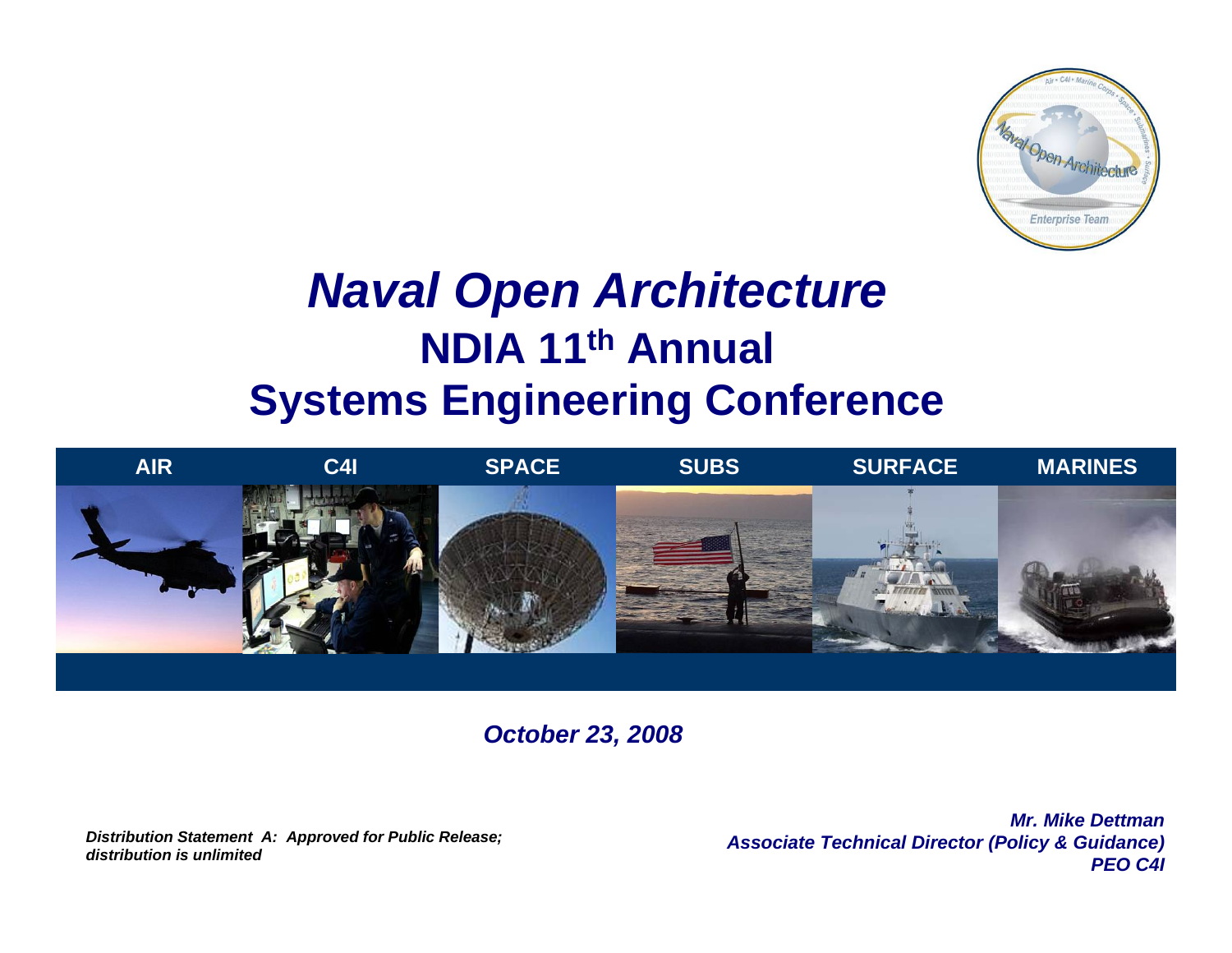# *Naval Open Architecture*

## NDIA 11th Annual Systems Engineering Conference

AIR | C4I | SPACE | SUBS | SURFACE | MARINES

***October 23, 2008***

***Distribution Statement A: Approved for Public Release; distribution is unlimited***

***Mr. Mike Dettman***
***Associate Technical Director (Policy & Guidance)***
***PEO C4I***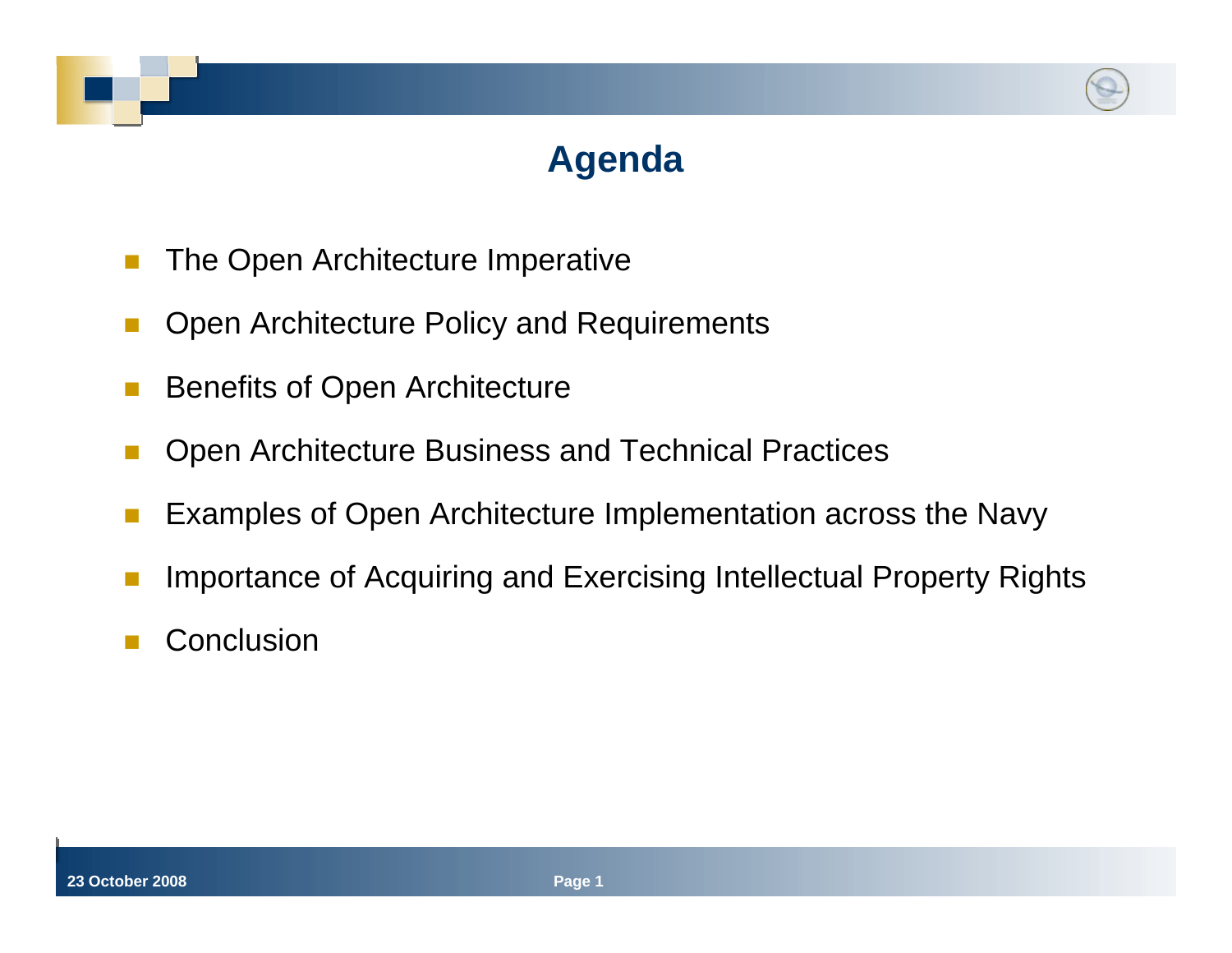# Agenda

- The Open Architecture Imperative
- Open Architecture Policy and Requirements
- Benefits of Open Architecture
- Open Architecture Business and Technical Practices
- Examples of Open Architecture Implementation across the Navy
- Importance of Acquiring and Exercising Intellectual Property Rights
- Conclusion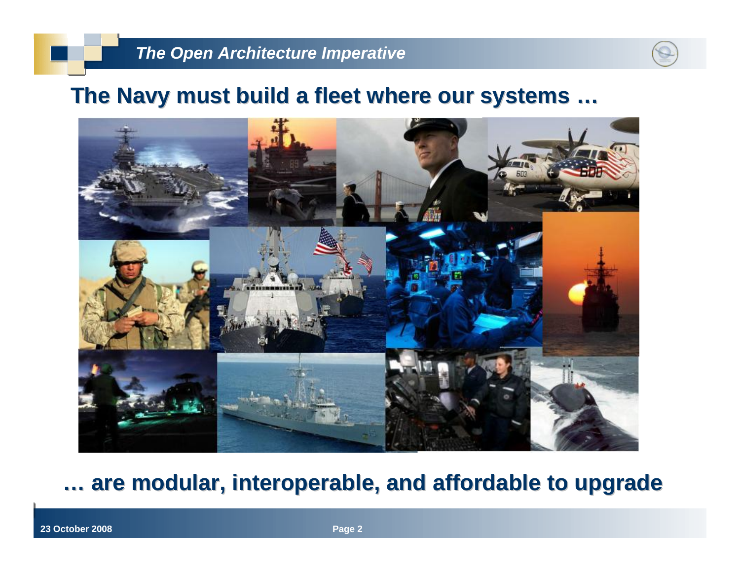## The Navy must build a fleet where our systems …

**… are modular, interoperable, and affordable to upgrade**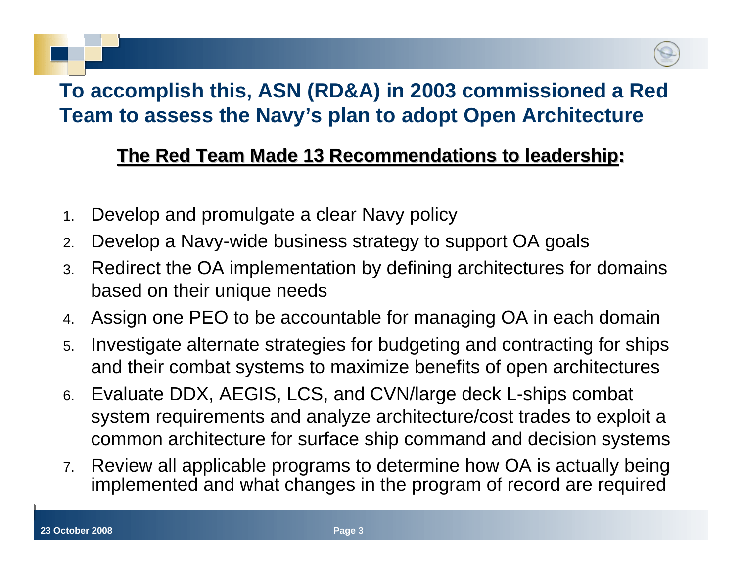## To accomplish this, ASN (RD&A) in 2003 commissioned a Red Team to assess the Navy's plan to adopt Open Architecture

### **The Red Team Made 13 Recommendations to leadership:**

1. Develop and promulgate a clear Navy policy
2. Develop a Navy-wide business strategy to support OA goals
3. Redirect the OA implementation by defining architectures for domains based on their unique needs
4. Assign one PEO to be accountable for managing OA in each domain
5. Investigate alternate strategies for budgeting and contracting for ships and their combat systems to maximize benefits of open architectures
6. Evaluate DDX, AEGIS, LCS, and CVN/large deck L-ships combat system requirements and analyze architecture/cost trades to exploit a common architecture for surface ship command and decision systems
7. Review all applicable programs to determine how OA is actually being implemented and what changes in the program of record are required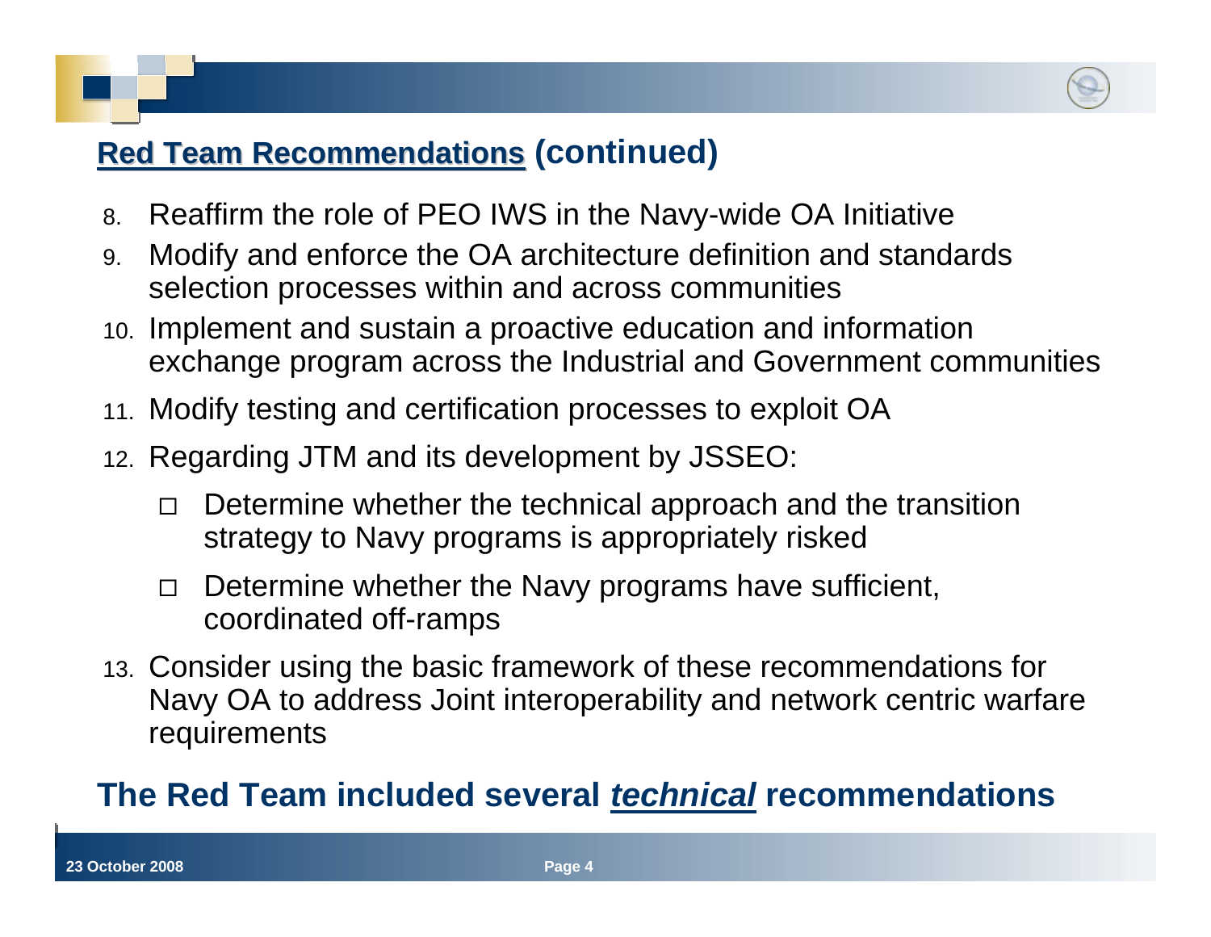## Red Team Recommendations (continued)

8. Reaffirm the role of PEO IWS in the Navy-wide OA Initiative
9. Modify and enforce the OA architecture definition and standards selection processes within and across communities
10. Implement and sustain a proactive education and information exchange program across the Industrial and Government communities
11. Modify testing and certification processes to exploit OA
12. Regarding JTM and its development by JSSEO:
    - Determine whether the technical approach and the transition strategy to Navy programs is appropriately risked
    - Determine whether the Navy programs have sufficient, coordinated off-ramps
13. Consider using the basic framework of these recommendations for Navy OA to address Joint interoperability and network centric warfare requirements

**The Red Team included several *technical* recommendations**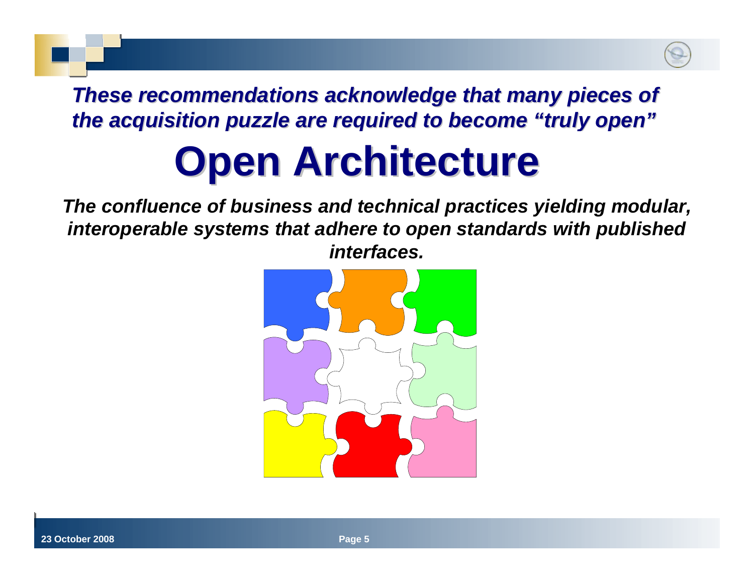***These recommendations acknowledge that many pieces of the acquisition puzzle are required to become "truly open"***

# Open Architecture

***The confluence of business and technical practices yielding modular, interoperable systems that adhere to open standards with published interfaces.***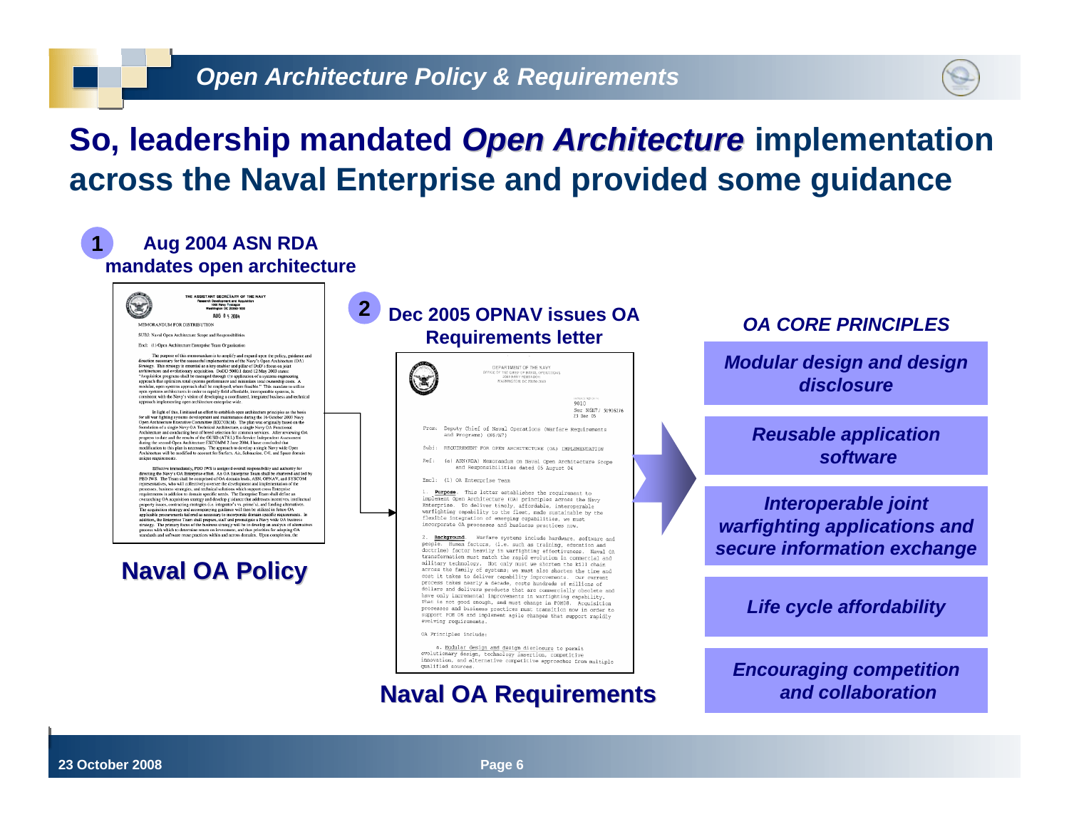## So, leadership mandated *Open Architecture* implementation across the Naval Enterprise and provided some guidance

**1** **Aug 2004 ASN RDA mandates open architecture**

THE ASSISTANT SECRETARY OF THE NAVY
Research Development and Acquisition
1000 Navy Pentagon
Washington DC 20350-1000

AUG 0 5 2004

MEMORANDUM FOR DISTRIBUTION

SUBJ: Naval Open Architecture Scope and Responsibilities

Encl: (1) Open Architecture Enterprise Team Organization

**Naval OA Policy**

**2** **Dec 2005 OPNAV issues OA Requirements letter**

DEPARTMENT OF THE NAVY
OFFICE OF THE CHIEF OF NAVAL OPERATIONS
2000 NAVY PENTAGON
WASHINGTON DC 20350-2000

9010
Ser N6N7/ 5U916276
23 Dec 05

From: Deputy Chief of Naval Operations (Warfare Requirements and Programs) (N6/N7)

Subj: REQUIREMENT FOR OPEN ARCHITECTURE (OA) IMPLEMENTATION

Ref: (a) ASN(RDA) Memorandum on Naval Open Architecture Scope and Responsibilities dated 05 August 04

Encl: (1) OA Enterprise Team

1. **Purpose**. This letter establishes the requirement to implement Open Architecture (OA) principles across the Navy Enterprise. To deliver timely, affordable, interoperable warfighting capability to the fleet, made sustainable by the flexible integration of emerging capabilities, we must incorporate OA processes and business practices now.

2. **Background**. Warfare systems include hardware, software and people. Human factors, (i.e. such as training, education and doctrine) factor heavily in warfighting effectiveness. Naval OA transformation must match the rapid evolution in commercial and military technology. Not only must we shorten the kill chain across the family of systems; we must also shorten the time and cost it takes to deliver capability improvements. Our current process takes nearly a decade, costs hundreds of millions of dollars and delivers products that are commercially obsolete and have only incremental improvements in warfighting capability. That is not good enough, and must change in POM08. Acquisition processes and business practices must transition now in order to support POM 08 and implement agile changes that support rapidly evolving requirements.

OA Principles include:

a. Modular design and design disclosure to permit evolutionary design, technology insertion, competitive innovation, and alternative competitive approaches from multiple qualified sources.

**Naval OA Requirements**

### *OA CORE PRINCIPLES*

- *Modular design and design disclosure*
- *Reusable application software*
- *Interoperable joint warfighting applications and secure information exchange*
- *Life cycle affordability*
- *Encouraging competition and collaboration*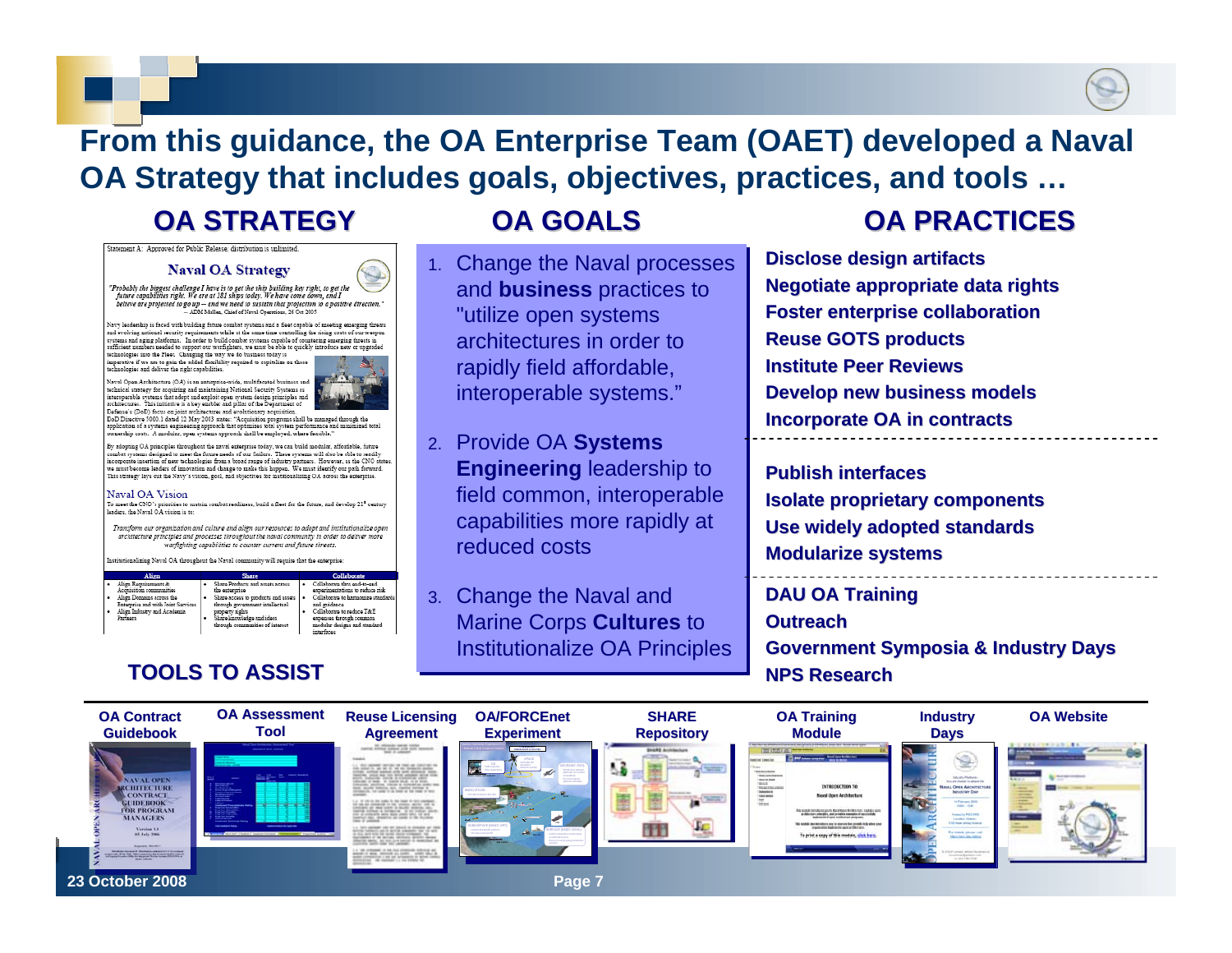# From this guidance, the OA Enterprise Team (OAET) developed a Naval OA Strategy that includes goals, objectives, practices, and tools …

## OA STRATEGY

Statement A: Approved for Public Release; distribution is unlimited.

### Naval OA Strategy

*"Probably the biggest challenge I have is to get the ship building key right, to get the future capabilities right. We are at 181 ships today. We have come down, and I believe are projected to go up – and we need to sustain that projection in a positive direction."* – ADM Mullen, Chief of Naval Operations, 26 Oct 2005

Navy leadership is faced with building future combat systems and a fleet capable of meeting emerging threats and evolving national security requirements while at the same time controlling the rising costs of our weapon systems and aging platforms. In order to build combat systems capable of countering emerging threats in sufficient numbers needed to support our warfighters, we must be able to quickly introduce new or upgraded technologies into the Fleet. Changing the way we do business today is imperative if we are to gain the added flexibility required to capitalize on these technologies and deliver the right capabilities.

Naval Open Architecture (OA) is an enterprise-wide, multifaceted business and technical strategy for acquiring and maintaining National Security Systems as interoperable systems that adopt and exploit open system design principles and architectures. This initiative is a key enabler and pillar of the Department of Defense's (DoD) focus on joint architectures and evolutionary acquisition. DoD Directive 5000.1 dated 12 May 2003 states: "Acquisition programs shall be managed through the application of a systems engineering approach that optimizes total system performance and minimizes total ownership costs. A modular, open systems approach shall be employed, where feasible."

By adopting OA principles throughout the naval enterprise today, we can build modular, affordable, future combat systems designed to meet the future needs of our Sailors. These systems will also be able to readily incorporate insertion of new technologies from a broad range of industry partners. However, as the CNO states, we must become leaders of innovation and change to make this happen. We must identify our path forward. This strategy lays out the Navy's vision, goal, and objectives for institutionalizing OA across the enterprise.

#### Naval OA Vision

To meet the CNO's priorities to sustain combat readiness, build a fleet for the future, and develop 21st century leaders, the Naval OA vision is to:

*Transform our organization and culture and align our resources to adopt and institutionalize open architecture principles and processes throughout the naval community in order to deliver more warfighting capabilities to counter current and future threats.*

Institutionalizing Naval OA throughout the Naval community will require that the enterprise:

| Align | Share | Collaborate |
|---|---|---|
| • Align Requirements & Acquisition communities<br>• Align Domains across the Enterprise and with Joint Services<br>• Align Industry and Academia Partners | • Share Products and assets across the enterprise<br>• Share access to products and assets through government intellectual property rights<br>• Share knowledge and ideas through communities of interest | • Collaborate thru end-to-end experimentations to reduce risk<br>• Collaborate to harmonize standards and guidance<br>• Collaborate to reduce T&E expenses through common modular designs and standard interfaces |

## OA GOALS

1. Change the Naval processes and **business** practices to "utilize open systems architectures in order to rapidly field affordable, interoperable systems."
2. Provide OA **Systems Engineering** leadership to field common, interoperable capabilities more rapidly at reduced costs
3. Change the Naval and Marine Corps **Cultures** to Institutionalize OA Principles

## OA PRACTICES

**Disclose design artifacts**
**Negotiate appropriate data rights**
**Foster enterprise collaboration**
**Reuse GOTS products**
**Institute Peer Reviews**
**Develop new business models**
**Incorporate OA in contracts**

---

**Publish interfaces**
**Isolate proprietary components**
**Use widely adopted standards**
**Modularize systems**

---

**DAU OA Training**
**Outreach**
**Government Symposia & Industry Days**
**NPS Research**

## TOOLS TO ASSIST

| OA Contract Guidebook | OA Assessment Tool | Reuse Licensing Agreement | OA/FORCEnet Experiment | SHARE Repository | OA Training Module | Industry Days | OA Website |
|---|---|---|---|---|---|---|---|

23 October 2008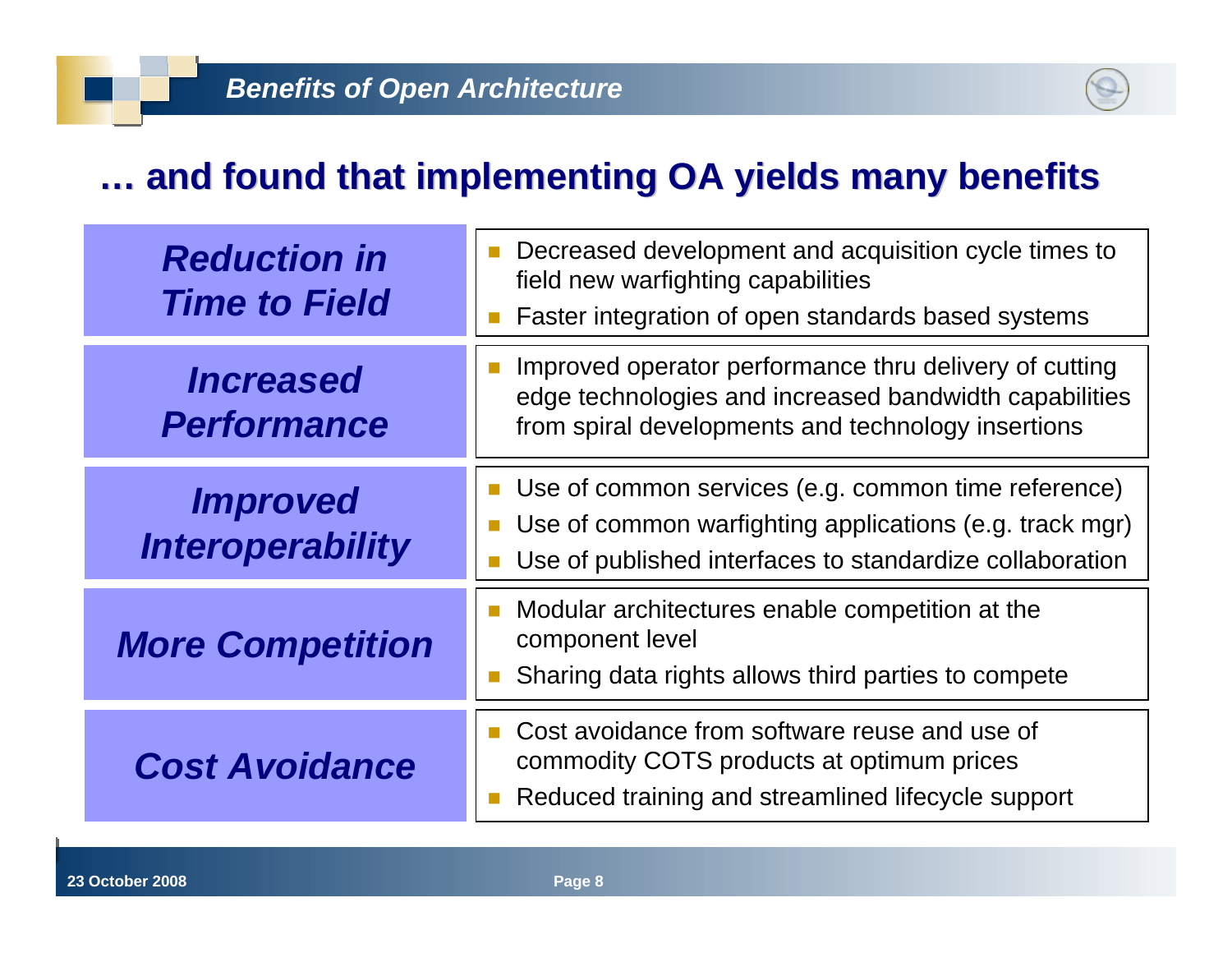# … and found that implementing OA yields many benefits

| Benefit | Description |
| --- | --- |
| ***Reduction in Time to Field*** | • Decreased development and acquisition cycle times to field new warfighting capabilities<br>• Faster integration of open standards based systems |
| ***Increased Performance*** | • Improved operator performance thru delivery of cutting edge technologies and increased bandwidth capabilities from spiral developments and technology insertions |
| ***Improved Interoperability*** | • Use of common services (e.g. common time reference)<br>• Use of common warfighting applications (e.g. track mgr)<br>• Use of published interfaces to standardize collaboration |
| ***More Competition*** | • Modular architectures enable competition at the component level<br>• Sharing data rights allows third parties to compete |
| ***Cost Avoidance*** | • Cost avoidance from software reuse and use of commodity COTS products at optimum prices<br>• Reduced training and streamlined lifecycle support |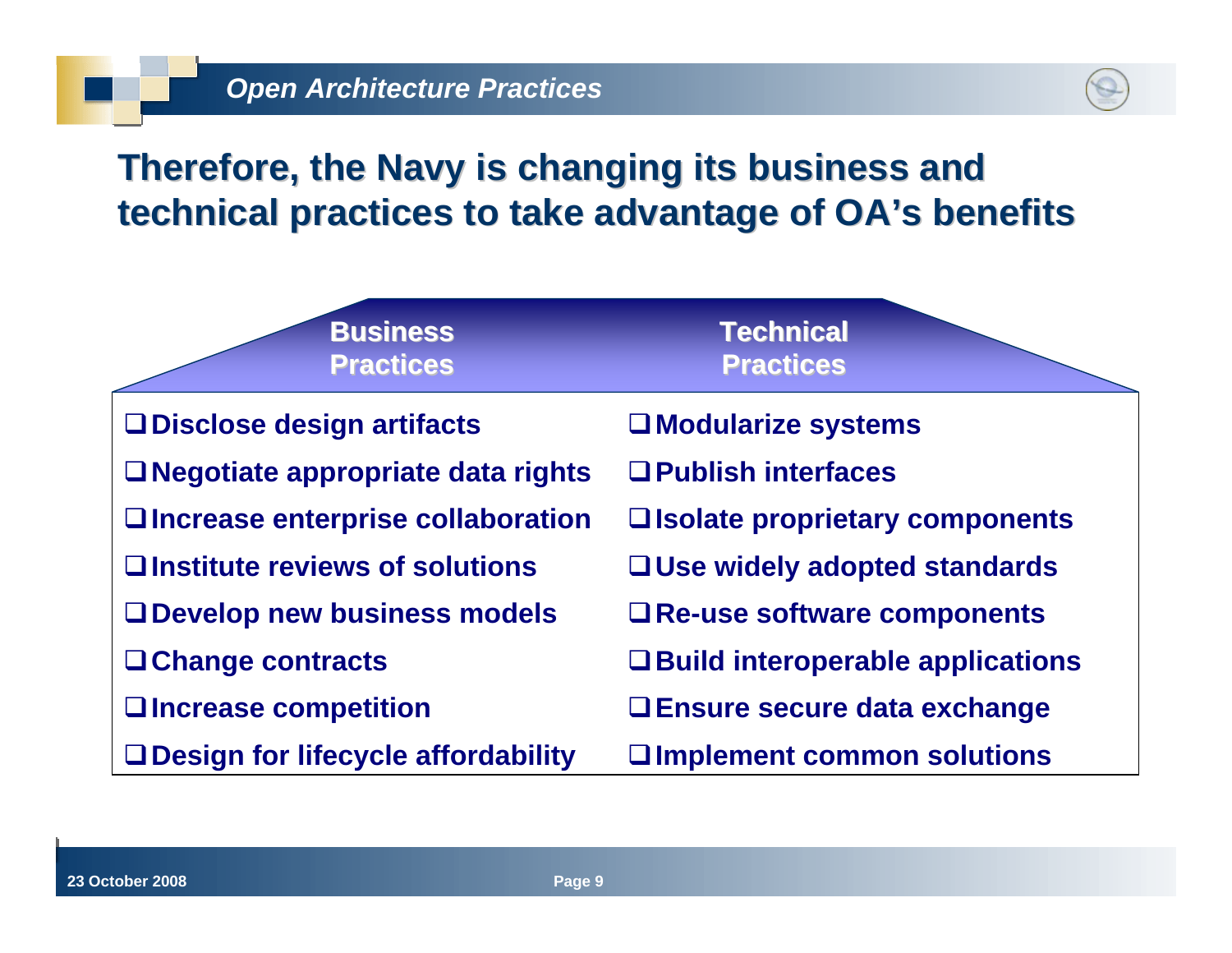## Therefore, the Navy is changing its business and technical practices to take advantage of OA's benefits

| Business Practices | Technical Practices |
| --- | --- |
| ❑ Disclose design artifacts | ❑ Modularize systems |
| ❑ Negotiate appropriate data rights | ❑ Publish interfaces |
| ❑ Increase enterprise collaboration | ❑ Isolate proprietary components |
| ❑ Institute reviews of solutions | ❑ Use widely adopted standards |
| ❑ Develop new business models | ❑ Re-use software components |
| ❑ Change contracts | ❑ Build interoperable applications |
| ❑ Increase competition | ❑ Ensure secure data exchange |
| ❑ Design for lifecycle affordability | ❑ Implement common solutions |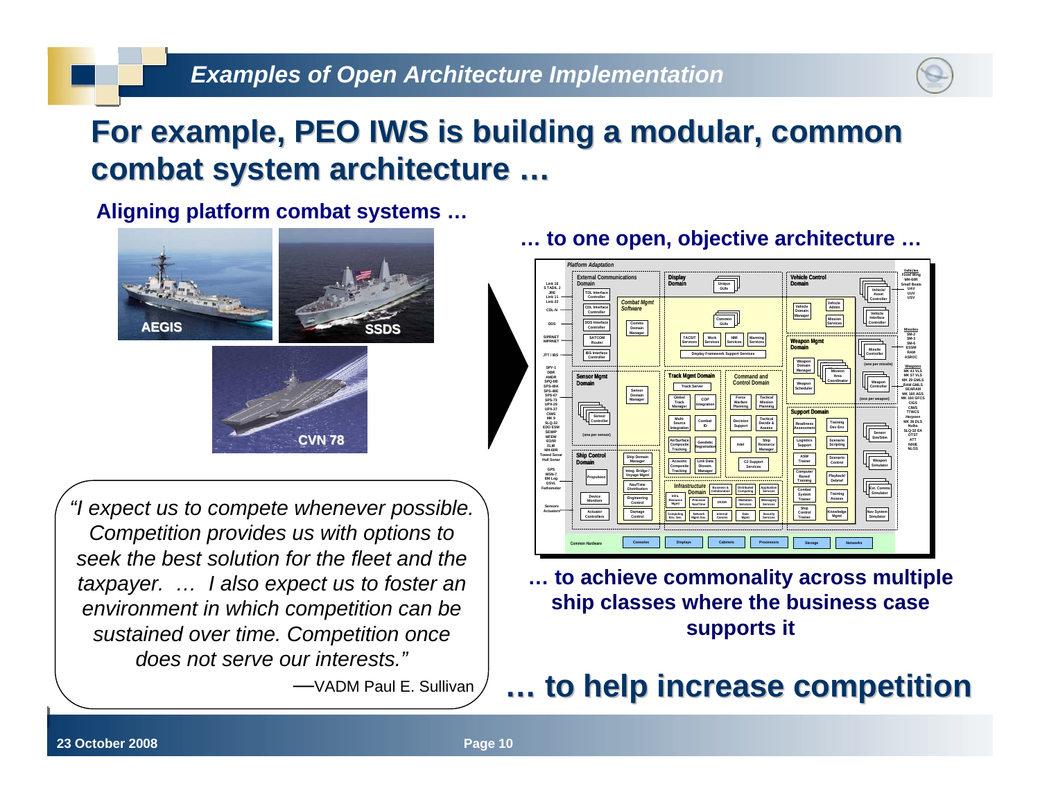# For example, PEO IWS is building a modular, common combat system architecture …

**Aligning platform combat systems …**

AEGIS

SSDS

CVN 78

**… to one open, objective architecture …**

**… to achieve commonality across multiple ship classes where the business case supports it**

*"I expect us to compete whenever possible. Competition provides us with options to seek the best solution for the fleet and the taxpayer. … I also expect us to foster an environment in which competition can be sustained over time. Competition once does not serve our interests."*

—VADM Paul E. Sullivan

## … to help increase competition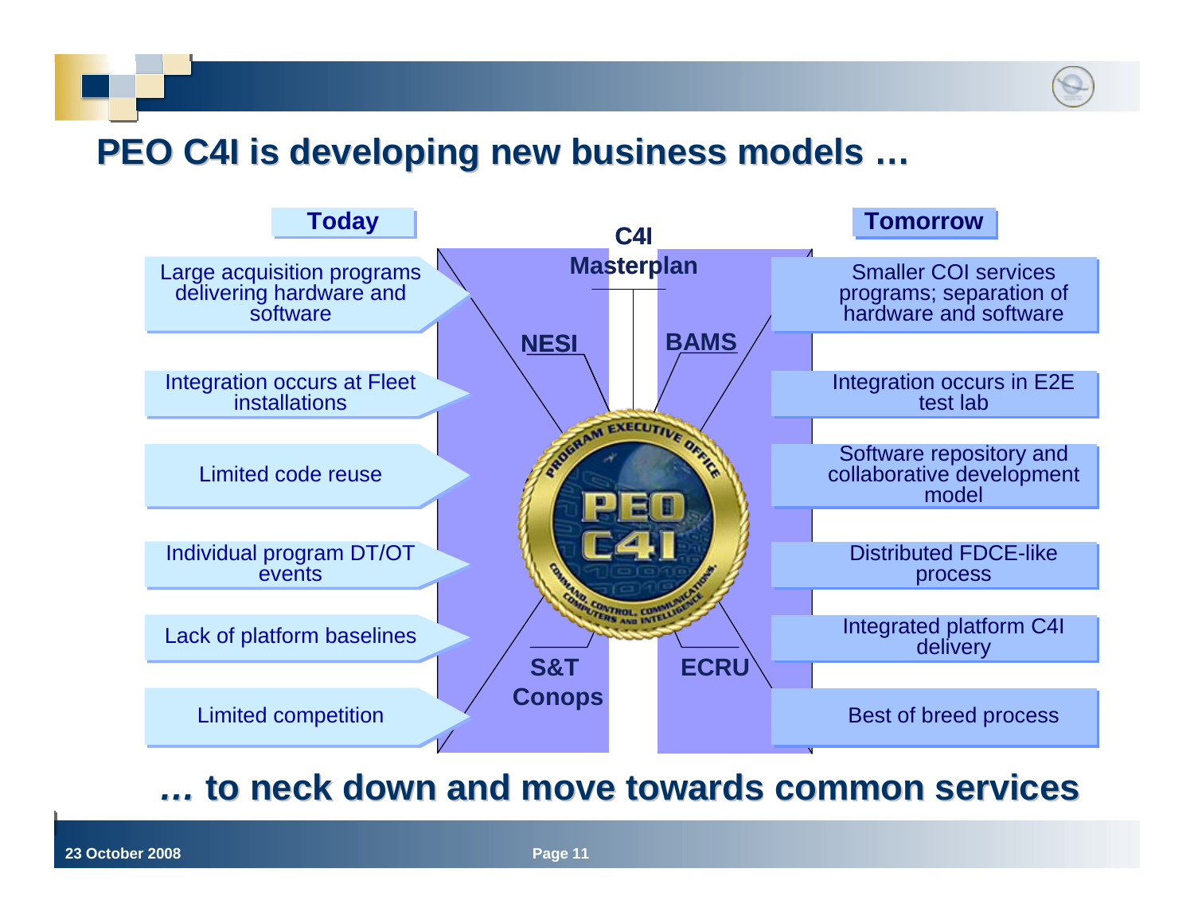# PEO C4I is developing new business models …

| Today | Tomorrow |
| --- | --- |
| Large acquisition programs delivering hardware and software | Smaller COI services programs; separation of hardware and software |
| Integration occurs at Fleet installations | Integration occurs in E2E test lab |
| Limited code reuse | Software repository and collaborative development model |
| Individual program DT/OT events | Distributed FDCE-like process |
| Lack of platform baselines | Integrated platform C4I delivery |
| Limited competition | Best of breed process |

C4I Masterplan

NESI

BAMS

S&T Conops

ECRU

PROGRAM EXECUTIVE OFFICE PEO C4I COMMAND, CONTROL, COMMUNICATIONS, COMPUTERS AND INTELLIGENCE

**… to neck down and move towards common services**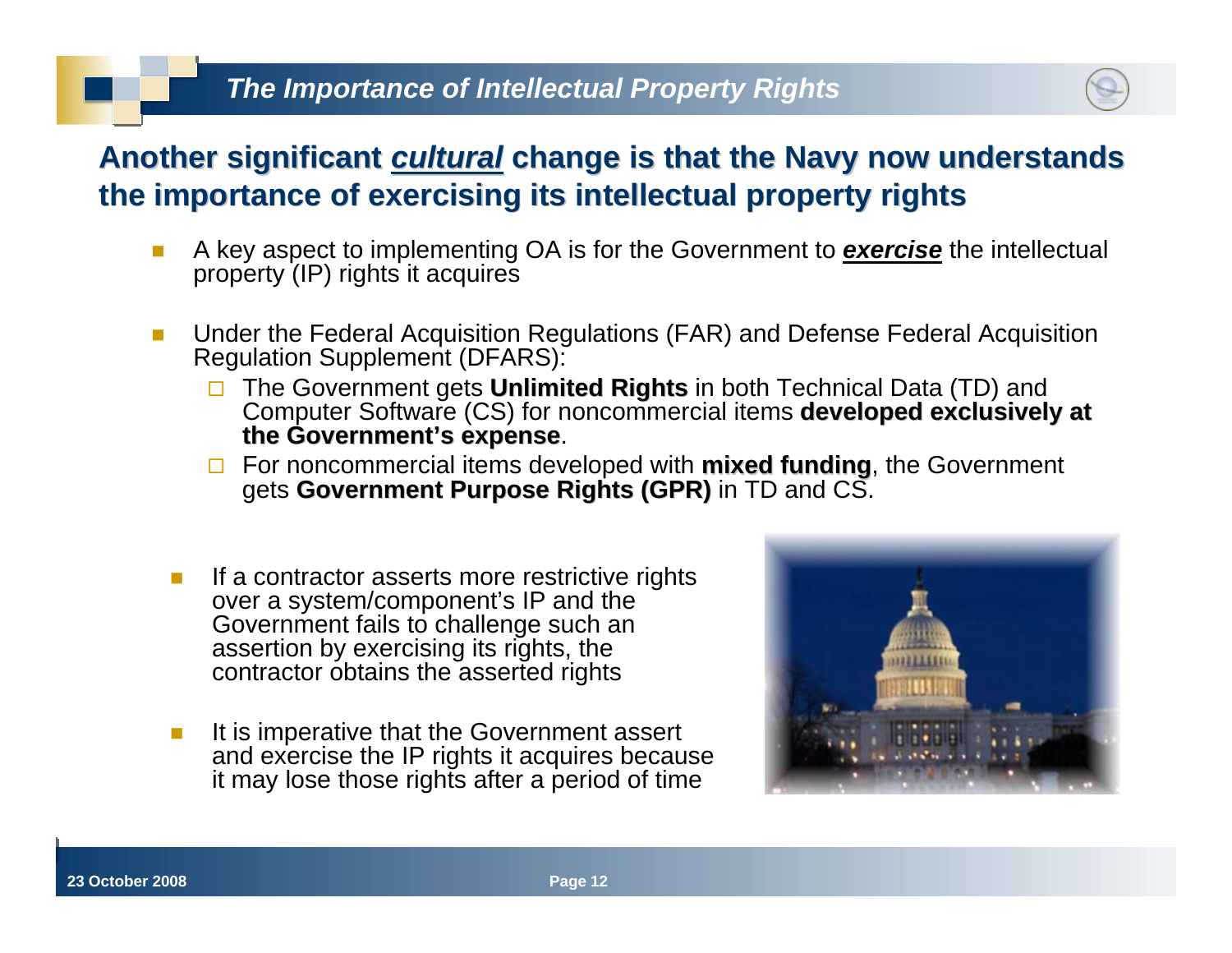## The Importance of Intellectual Property Rights

### Another significant *cultural* change is that the Navy now understands the importance of exercising its intellectual property rights

- A key aspect to implementing OA is for the Government to ***exercise*** the intellectual property (IP) rights it acquires
- Under the Federal Acquisition Regulations (FAR) and Defense Federal Acquisition Regulation Supplement (DFARS):
  - The Government gets **Unlimited Rights** in both Technical Data (TD) and Computer Software (CS) for noncommercial items **developed exclusively at the Government's expense**.
  - For noncommercial items developed with **mixed funding**, the Government gets **Government Purpose Rights (GPR)** in TD and CS.
- If a contractor asserts more restrictive rights over a system/component's IP and the Government fails to challenge such an assertion by exercising its rights, the contractor obtains the asserted rights
- It is imperative that the Government assert and exercise the IP rights it acquires because it may lose those rights after a period of time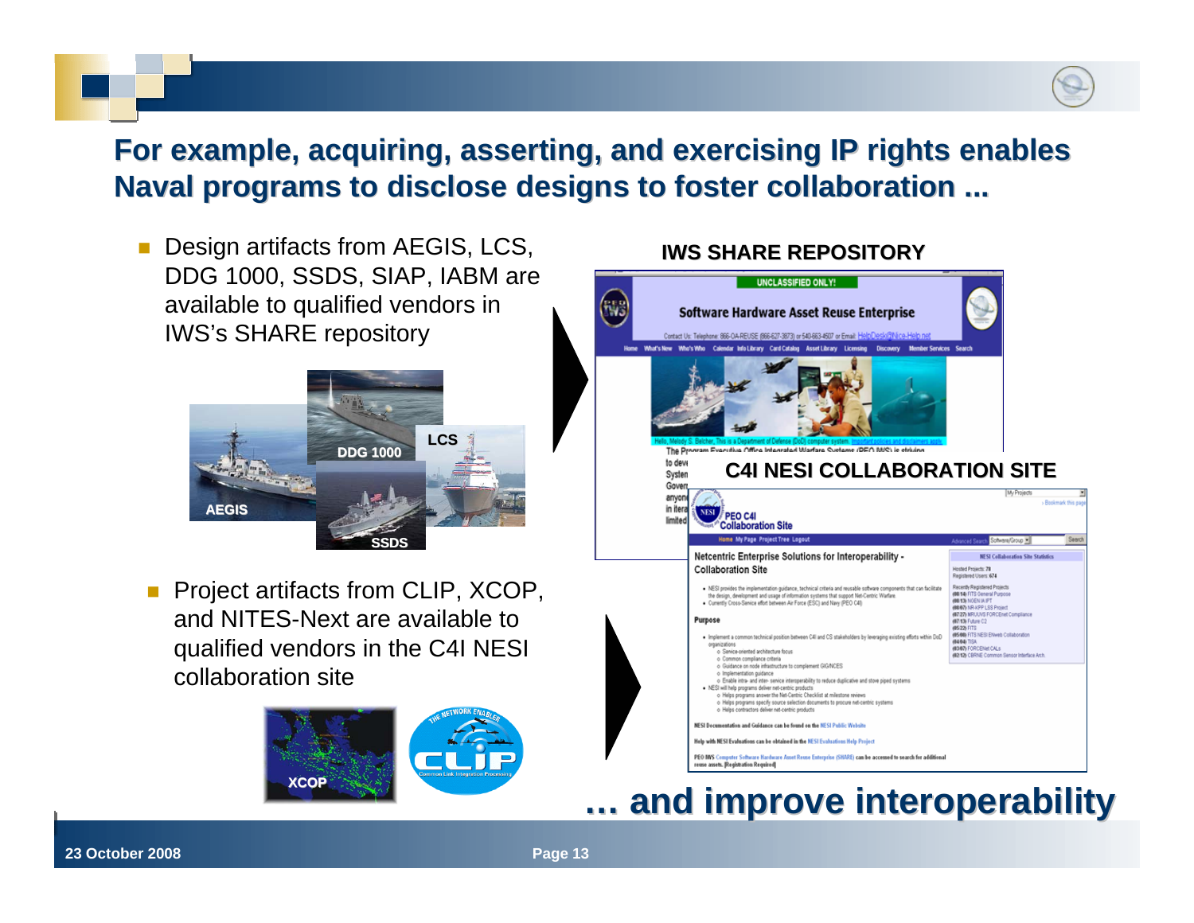## For example, acquiring, asserting, and exercising IP rights enables Naval programs to disclose designs to foster collaboration ...

- Design artifacts from AEGIS, LCS, DDG 1000, SSDS, SIAP, IABM are available to qualified vendors in IWS's SHARE repository

- Project artifacts from CLIP, XCOP, and NITES-Next are available to qualified vendors in the C4I NESI collaboration site

**IWS SHARE REPOSITORY**

**C4I NESI COLLABORATION SITE**

## ... and improve interoperability

23 October 2008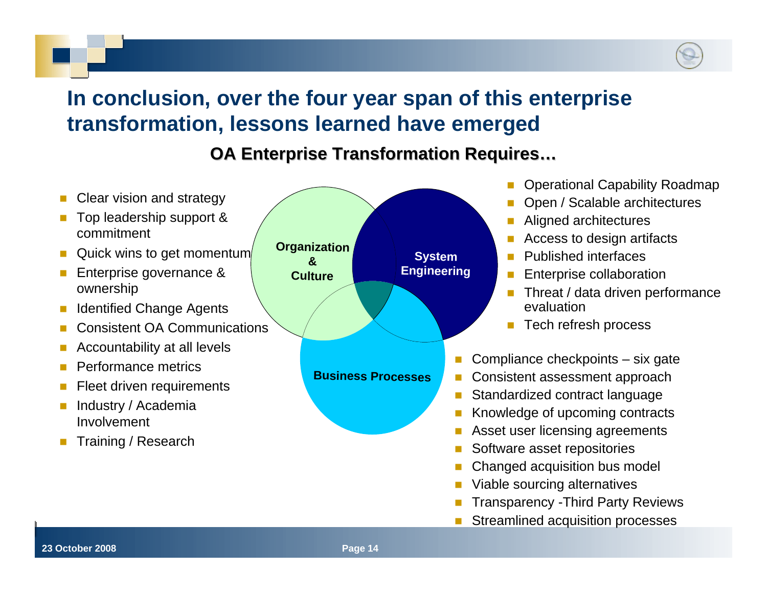# In conclusion, over the four year span of this enterprise transformation, lessons learned have emerged

## OA Enterprise Transformation Requires…

- Clear vision and strategy
- Top leadership support & commitment
- Quick wins to get momentum
- Enterprise governance & ownership
- Identified Change Agents
- Consistent OA Communications
- Accountability at all levels
- Performance metrics
- Fleet driven requirements
- Industry / Academia Involvement
- Training / Research

Organization & Culture

System Engineering

Business Processes

- Operational Capability Roadmap
- Open / Scalable architectures
- Aligned architectures
- Access to design artifacts
- Published interfaces
- Enterprise collaboration
- Threat / data driven performance evaluation
- Tech refresh process

- Compliance checkpoints – six gate
- Consistent assessment approach
- Standardized contract language
- Knowledge of upcoming contracts
- Asset user licensing agreements
- Software asset repositories
- Changed acquisition bus model
- Viable sourcing alternatives
- Transparency -Third Party Reviews
- Streamlined acquisition processes

23 October 2008